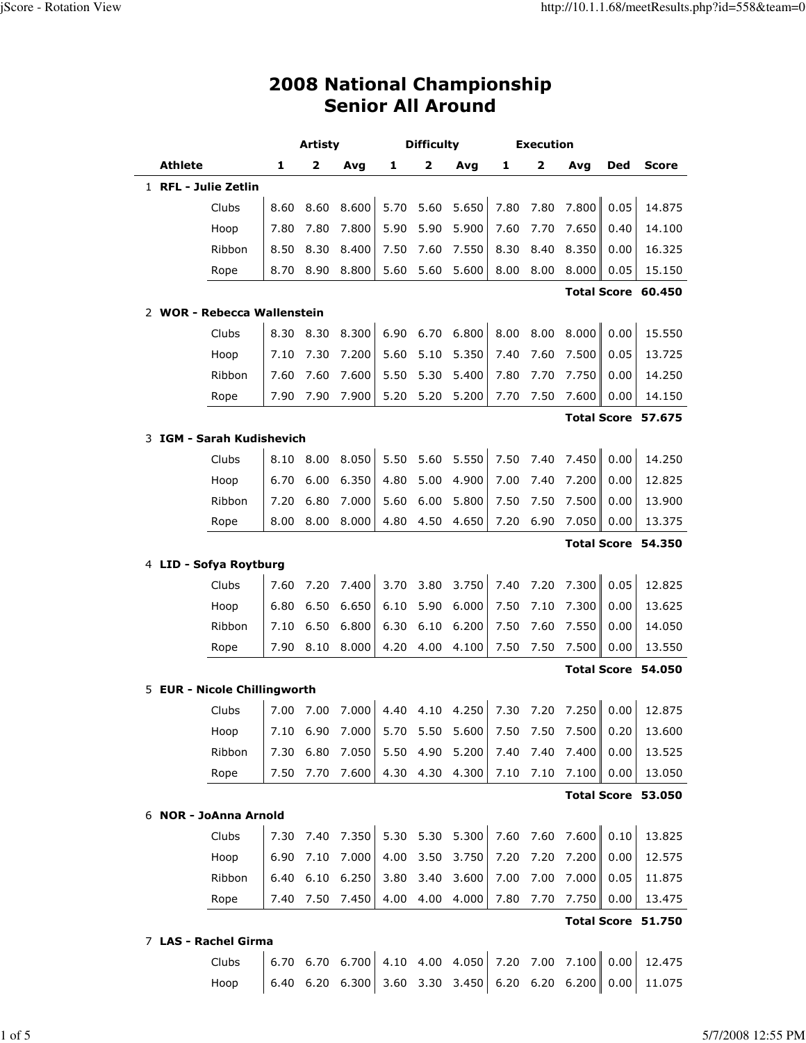# 2008 National Championship
## Senior All Around

| | Athlete | | Artisty | | | Difficulty | | | Execution | | | | |
|---|---|---|---|---|---|---|---|---|---|---|---|---|---|
| | | **1** | **2** | **Avg** | **1** | **2** | **Avg** | **1** | **2** | **Avg** | **Ded** | **Score** |
| 1 | **RFL - Julie Zetlin** | | | | | | | | | | | |
| | Clubs | 8.60 | 8.60 | 8.600 | 5.70 | 5.60 | 5.650 | 7.80 | 7.80 | 7.800 | 0.05 | 14.875 |
| | Hoop | 7.80 | 7.80 | 7.800 | 5.90 | 5.90 | 5.900 | 7.60 | 7.70 | 7.650 | 0.40 | 14.100 |
| | Ribbon | 8.50 | 8.30 | 8.400 | 7.50 | 7.60 | 7.550 | 8.30 | 8.40 | 8.350 | 0.00 | 16.325 |
| | Rope | 8.70 | 8.90 | 8.800 | 5.60 | 5.60 | 5.600 | 8.00 | 8.00 | 8.000 | 0.05 | 15.150 |
| | | | | | | | | | | | **Total Score** | **60.450** |
| 2 | **WOR - Rebecca Wallenstein** | | | | | | | | | | | |
| | Clubs | 8.30 | 8.30 | 8.300 | 6.90 | 6.70 | 6.800 | 8.00 | 8.00 | 8.000 | 0.00 | 15.550 |
| | Hoop | 7.10 | 7.30 | 7.200 | 5.60 | 5.10 | 5.350 | 7.40 | 7.60 | 7.500 | 0.05 | 13.725 |
| | Ribbon | 7.60 | 7.60 | 7.600 | 5.50 | 5.30 | 5.400 | 7.80 | 7.70 | 7.750 | 0.00 | 14.250 |
| | Rope | 7.90 | 7.90 | 7.900 | 5.20 | 5.20 | 5.200 | 7.70 | 7.50 | 7.600 | 0.00 | 14.150 |
| | | | | | | | | | | | **Total Score** | **57.675** |
| 3 | **IGM - Sarah Kudishevich** | | | | | | | | | | | |
| | Clubs | 8.10 | 8.00 | 8.050 | 5.50 | 5.60 | 5.550 | 7.50 | 7.40 | 7.450 | 0.00 | 14.250 |
| | Hoop | 6.70 | 6.00 | 6.350 | 4.80 | 5.00 | 4.900 | 7.00 | 7.40 | 7.200 | 0.00 | 12.825 |
| | Ribbon | 7.20 | 6.80 | 7.000 | 5.60 | 6.00 | 5.800 | 7.50 | 7.50 | 7.500 | 0.00 | 13.900 |
| | Rope | 8.00 | 8.00 | 8.000 | 4.80 | 4.50 | 4.650 | 7.20 | 6.90 | 7.050 | 0.00 | 13.375 |
| | | | | | | | | | | | **Total Score** | **54.350** |
| 4 | **LID - Sofya Roytburg** | | | | | | | | | | | |
| | Clubs | 7.60 | 7.20 | 7.400 | 3.70 | 3.80 | 3.750 | 7.40 | 7.20 | 7.300 | 0.05 | 12.825 |
| | Hoop | 6.80 | 6.50 | 6.650 | 6.10 | 5.90 | 6.000 | 7.50 | 7.10 | 7.300 | 0.00 | 13.625 |
| | Ribbon | 7.10 | 6.50 | 6.800 | 6.30 | 6.10 | 6.200 | 7.50 | 7.60 | 7.550 | 0.00 | 14.050 |
| | Rope | 7.90 | 8.10 | 8.000 | 4.20 | 4.00 | 4.100 | 7.50 | 7.50 | 7.500 | 0.00 | 13.550 |
| | | | | | | | | | | | **Total Score** | **54.050** |
| 5 | **EUR - Nicole Chillingworth** | | | | | | | | | | | |
| | Clubs | 7.00 | 7.00 | 7.000 | 4.40 | 4.10 | 4.250 | 7.30 | 7.20 | 7.250 | 0.00 | 12.875 |
| | Hoop | 7.10 | 6.90 | 7.000 | 5.70 | 5.50 | 5.600 | 7.50 | 7.50 | 7.500 | 0.20 | 13.600 |
| | Ribbon | 7.30 | 6.80 | 7.050 | 5.50 | 4.90 | 5.200 | 7.40 | 7.40 | 7.400 | 0.00 | 13.525 |
| | Rope | 7.50 | 7.70 | 7.600 | 4.30 | 4.30 | 4.300 | 7.10 | 7.10 | 7.100 | 0.00 | 13.050 |
| | | | | | | | | | | | **Total Score** | **53.050** |
| 6 | **NOR - JoAnna Arnold** | | | | | | | | | | | |
| | Clubs | 7.30 | 7.40 | 7.350 | 5.30 | 5.30 | 5.300 | 7.60 | 7.60 | 7.600 | 0.10 | 13.825 |
| | Hoop | 6.90 | 7.10 | 7.000 | 4.00 | 3.50 | 3.750 | 7.20 | 7.20 | 7.200 | 0.00 | 12.575 |
| | Ribbon | 6.40 | 6.10 | 6.250 | 3.80 | 3.40 | 3.600 | 7.00 | 7.00 | 7.000 | 0.05 | 11.875 |
| | Rope | 7.40 | 7.50 | 7.450 | 4.00 | 4.00 | 4.000 | 7.80 | 7.70 | 7.750 | 0.00 | 13.475 |
| | | | | | | | | | | | **Total Score** | **51.750** |
| 7 | **LAS - Rachel Girma** | | | | | | | | | | | |
| | Clubs | 6.70 | 6.70 | 6.700 | 4.10 | 4.00 | 4.050 | 7.20 | 7.00 | 7.100 | 0.00 | 12.475 |
| | Hoop | 6.40 | 6.20 | 6.300 | 3.60 | 3.30 | 3.450 | 6.20 | 6.20 | 6.200 | 0.00 | 11.075 |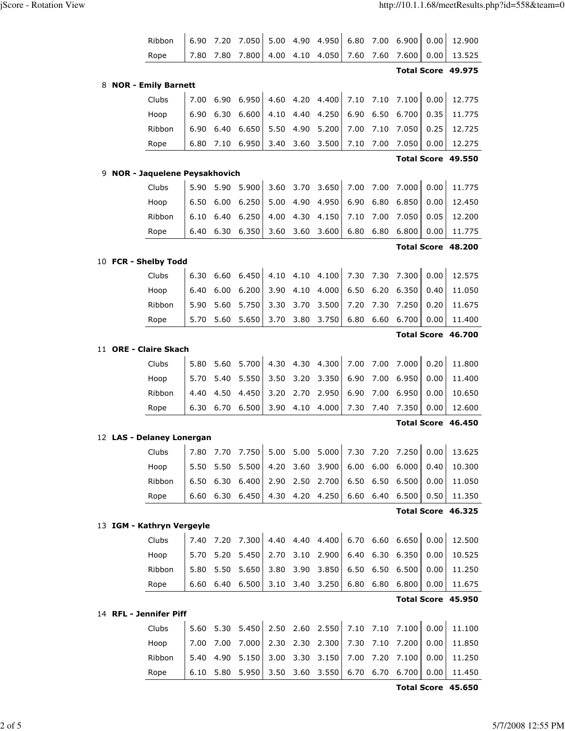| | | | | | | | | | | | |
|---|---|---|---|---|---|---|---|---|---|---|---|
| Ribbon | 6.90 | 7.20 | 7.050 | 5.00 | 4.90 | 4.950 | 6.80 | 7.00 | 6.900 | 0.00 | 12.900 |
| Rope | 7.80 | 7.80 | 7.800 | 4.00 | 4.10 | 4.050 | 7.60 | 7.60 | 7.600 | 0.00 | 13.525 |
| | | | | | | | | | | **Total Score** | **49.975** |

**8 NOR - Emily Barnett**

| | | | | | | | | | | | |
|---|---|---|---|---|---|---|---|---|---|---|---|
| Clubs | 7.00 | 6.90 | 6.950 | 4.60 | 4.20 | 4.400 | 7.10 | 7.10 | 7.100 | 0.00 | 12.775 |
| Hoop | 6.90 | 6.30 | 6.600 | 4.10 | 4.40 | 4.250 | 6.90 | 6.50 | 6.700 | 0.35 | 11.775 |
| Ribbon | 6.90 | 6.40 | 6.650 | 5.50 | 4.90 | 5.200 | 7.00 | 7.10 | 7.050 | 0.25 | 12.725 |
| Rope | 6.80 | 7.10 | 6.950 | 3.40 | 3.60 | 3.500 | 7.10 | 7.00 | 7.050 | 0.00 | 12.275 |
| | | | | | | | | | | **Total Score** | **49.550** |

**9 NOR - Jaquelene Peysakhovich**

| | | | | | | | | | | | |
|---|---|---|---|---|---|---|---|---|---|---|---|
| Clubs | 5.90 | 5.90 | 5.900 | 3.60 | 3.70 | 3.650 | 7.00 | 7.00 | 7.000 | 0.00 | 11.775 |
| Hoop | 6.50 | 6.00 | 6.250 | 5.00 | 4.90 | 4.950 | 6.90 | 6.80 | 6.850 | 0.00 | 12.450 |
| Ribbon | 6.10 | 6.40 | 6.250 | 4.00 | 4.30 | 4.150 | 7.10 | 7.00 | 7.050 | 0.05 | 12.200 |
| Rope | 6.40 | 6.30 | 6.350 | 3.60 | 3.60 | 3.600 | 6.80 | 6.80 | 6.800 | 0.00 | 11.775 |
| | | | | | | | | | | **Total Score** | **48.200** |

**10 FCR - Shelby Todd**

| | | | | | | | | | | | |
|---|---|---|---|---|---|---|---|---|---|---|---|
| Clubs | 6.30 | 6.60 | 6.450 | 4.10 | 4.10 | 4.100 | 7.30 | 7.30 | 7.300 | 0.00 | 12.575 |
| Hoop | 6.40 | 6.00 | 6.200 | 3.90 | 4.10 | 4.000 | 6.50 | 6.20 | 6.350 | 0.40 | 11.050 |
| Ribbon | 5.90 | 5.60 | 5.750 | 3.30 | 3.70 | 3.500 | 7.20 | 7.30 | 7.250 | 0.20 | 11.675 |
| Rope | 5.70 | 5.60 | 5.650 | 3.70 | 3.80 | 3.750 | 6.80 | 6.60 | 6.700 | 0.00 | 11.400 |
| | | | | | | | | | | **Total Score** | **46.700** |

**11 ORE - Claire Skach**

| | | | | | | | | | | | |
|---|---|---|---|---|---|---|---|---|---|---|---|
| Clubs | 5.80 | 5.60 | 5.700 | 4.30 | 4.30 | 4.300 | 7.00 | 7.00 | 7.000 | 0.20 | 11.800 |
| Hoop | 5.70 | 5.40 | 5.550 | 3.50 | 3.20 | 3.350 | 6.90 | 7.00 | 6.950 | 0.00 | 11.400 |
| Ribbon | 4.40 | 4.50 | 4.450 | 3.20 | 2.70 | 2.950 | 6.90 | 7.00 | 6.950 | 0.00 | 10.650 |
| Rope | 6.30 | 6.70 | 6.500 | 3.90 | 4.10 | 4.000 | 7.30 | 7.40 | 7.350 | 0.00 | 12.600 |
| | | | | | | | | | | **Total Score** | **46.450** |

**12 LAS - Delaney Lonergan**

| | | | | | | | | | | | |
|---|---|---|---|---|---|---|---|---|---|---|---|
| Clubs | 7.80 | 7.70 | 7.750 | 5.00 | 5.00 | 5.000 | 7.30 | 7.20 | 7.250 | 0.00 | 13.625 |
| Hoop | 5.50 | 5.50 | 5.500 | 4.20 | 3.60 | 3.900 | 6.00 | 6.00 | 6.000 | 0.40 | 10.300 |
| Ribbon | 6.50 | 6.30 | 6.400 | 2.90 | 2.50 | 2.700 | 6.50 | 6.50 | 6.500 | 0.00 | 11.050 |
| Rope | 6.60 | 6.30 | 6.450 | 4.30 | 4.20 | 4.250 | 6.60 | 6.40 | 6.500 | 0.50 | 11.350 |
| | | | | | | | | | | **Total Score** | **46.325** |

**13 IGM - Kathryn Vergeyle**

| | | | | | | | | | | | |
|---|---|---|---|---|---|---|---|---|---|---|---|
| Clubs | 7.40 | 7.20 | 7.300 | 4.40 | 4.40 | 4.400 | 6.70 | 6.60 | 6.650 | 0.00 | 12.500 |
| Hoop | 5.70 | 5.20 | 5.450 | 2.70 | 3.10 | 2.900 | 6.40 | 6.30 | 6.350 | 0.00 | 10.525 |
| Ribbon | 5.80 | 5.50 | 5.650 | 3.80 | 3.90 | 3.850 | 6.50 | 6.50 | 6.500 | 0.00 | 11.250 |
| Rope | 6.60 | 6.40 | 6.500 | 3.10 | 3.40 | 3.250 | 6.80 | 6.80 | 6.800 | 0.00 | 11.675 |
| | | | | | | | | | | **Total Score** | **45.950** |

**14 RFL - Jennifer Piff**

| | | | | | | | | | | | |
|---|---|---|---|---|---|---|---|---|---|---|---|
| Clubs | 5.60 | 5.30 | 5.450 | 2.50 | 2.60 | 2.550 | 7.10 | 7.10 | 7.100 | 0.00 | 11.100 |
| Hoop | 7.00 | 7.00 | 7.000 | 2.30 | 2.30 | 2.300 | 7.30 | 7.10 | 7.200 | 0.00 | 11.850 |
| Ribbon | 5.40 | 4.90 | 5.150 | 3.00 | 3.30 | 3.150 | 7.00 | 7.20 | 7.100 | 0.00 | 11.250 |
| Rope | 6.10 | 5.80 | 5.950 | 3.50 | 3.60 | 3.550 | 6.70 | 6.70 | 6.700 | 0.00 | 11.450 |
| | | | | | | | | | | **Total Score** | **45.650** |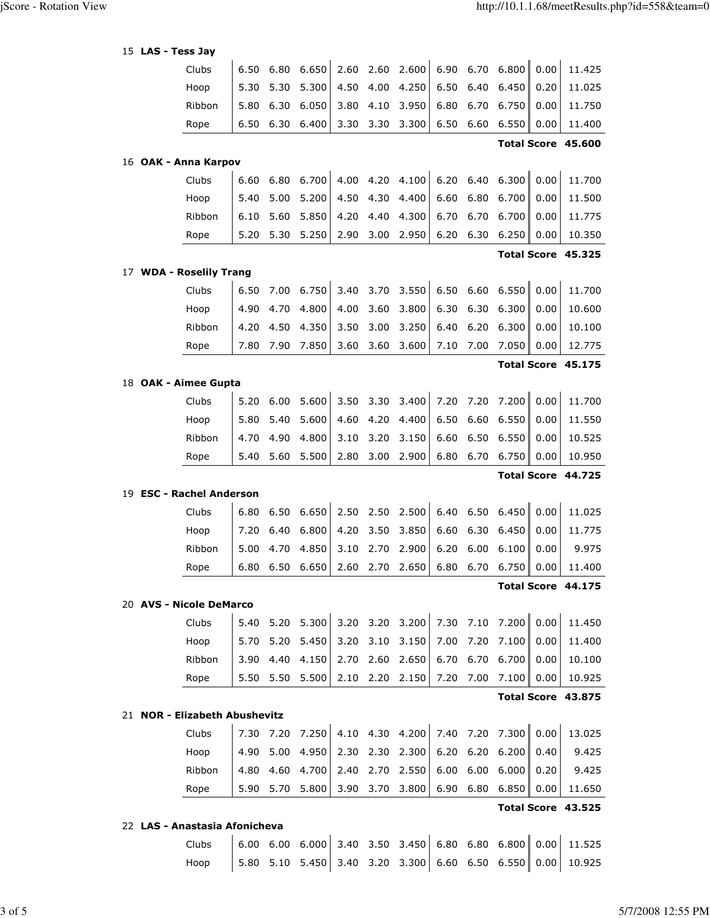15 **LAS - Tess Jay**

| | | | | | | | | | | | |
|---|---|---|---|---|---|---|---|---|---|---|---|
| Clubs | 6.50 | 6.80 | 6.650 | 2.60 | 2.60 | 2.600 | 6.90 | 6.70 | 6.800 | 0.00 | 11.425 |
| Hoop | 5.30 | 5.30 | 5.300 | 4.50 | 4.00 | 4.250 | 6.50 | 6.40 | 6.450 | 0.20 | 11.025 |
| Ribbon | 5.80 | 6.30 | 6.050 | 3.80 | 4.10 | 3.950 | 6.80 | 6.70 | 6.750 | 0.00 | 11.750 |
| Rope | 6.50 | 6.30 | 6.400 | 3.30 | 3.30 | 3.300 | 6.50 | 6.60 | 6.550 | 0.00 | 11.400 |

**Total Score 45.600**

16 **OAK - Anna Karpov**

| | | | | | | | | | | | |
|---|---|---|---|---|---|---|---|---|---|---|---|
| Clubs | 6.60 | 6.80 | 6.700 | 4.00 | 4.20 | 4.100 | 6.20 | 6.40 | 6.300 | 0.00 | 11.700 |
| Hoop | 5.40 | 5.00 | 5.200 | 4.50 | 4.30 | 4.400 | 6.60 | 6.80 | 6.700 | 0.00 | 11.500 |
| Ribbon | 6.10 | 5.60 | 5.850 | 4.20 | 4.40 | 4.300 | 6.70 | 6.70 | 6.700 | 0.00 | 11.775 |
| Rope | 5.20 | 5.30 | 5.250 | 2.90 | 3.00 | 2.950 | 6.20 | 6.30 | 6.250 | 0.00 | 10.350 |

**Total Score 45.325**

17 **WDA - Roselily Trang**

| | | | | | | | | | | | |
|---|---|---|---|---|---|---|---|---|---|---|---|
| Clubs | 6.50 | 7.00 | 6.750 | 3.40 | 3.70 | 3.550 | 6.50 | 6.60 | 6.550 | 0.00 | 11.700 |
| Hoop | 4.90 | 4.70 | 4.800 | 4.00 | 3.60 | 3.800 | 6.30 | 6.30 | 6.300 | 0.00 | 10.600 |
| Ribbon | 4.20 | 4.50 | 4.350 | 3.50 | 3.00 | 3.250 | 6.40 | 6.20 | 6.300 | 0.00 | 10.100 |
| Rope | 7.80 | 7.90 | 7.850 | 3.60 | 3.60 | 3.600 | 7.10 | 7.00 | 7.050 | 0.00 | 12.775 |

**Total Score 45.175**

18 **OAK - Aimee Gupta**

| | | | | | | | | | | | |
|---|---|---|---|---|---|---|---|---|---|---|---|
| Clubs | 5.20 | 6.00 | 5.600 | 3.50 | 3.30 | 3.400 | 7.20 | 7.20 | 7.200 | 0.00 | 11.700 |
| Hoop | 5.80 | 5.40 | 5.600 | 4.60 | 4.20 | 4.400 | 6.50 | 6.60 | 6.550 | 0.00 | 11.550 |
| Ribbon | 4.70 | 4.90 | 4.800 | 3.10 | 3.20 | 3.150 | 6.60 | 6.50 | 6.550 | 0.00 | 10.525 |
| Rope | 5.40 | 5.60 | 5.500 | 2.80 | 3.00 | 2.900 | 6.80 | 6.70 | 6.750 | 0.00 | 10.950 |

**Total Score 44.725**

19 **ESC - Rachel Anderson**

| | | | | | | | | | | | |
|---|---|---|---|---|---|---|---|---|---|---|---|
| Clubs | 6.80 | 6.50 | 6.650 | 2.50 | 2.50 | 2.500 | 6.40 | 6.50 | 6.450 | 0.00 | 11.025 |
| Hoop | 7.20 | 6.40 | 6.800 | 4.20 | 3.50 | 3.850 | 6.60 | 6.30 | 6.450 | 0.00 | 11.775 |
| Ribbon | 5.00 | 4.70 | 4.850 | 3.10 | 2.70 | 2.900 | 6.20 | 6.00 | 6.100 | 0.00 | 9.975 |
| Rope | 6.80 | 6.50 | 6.650 | 2.60 | 2.70 | 2.650 | 6.80 | 6.70 | 6.750 | 0.00 | 11.400 |

**Total Score 44.175**

20 **AVS - Nicole DeMarco**

| | | | | | | | | | | | |
|---|---|---|---|---|---|---|---|---|---|---|---|
| Clubs | 5.40 | 5.20 | 5.300 | 3.20 | 3.20 | 3.200 | 7.30 | 7.10 | 7.200 | 0.00 | 11.450 |
| Hoop | 5.70 | 5.20 | 5.450 | 3.20 | 3.10 | 3.150 | 7.00 | 7.20 | 7.100 | 0.00 | 11.400 |
| Ribbon | 3.90 | 4.40 | 4.150 | 2.70 | 2.60 | 2.650 | 6.70 | 6.70 | 6.700 | 0.00 | 10.100 |
| Rope | 5.50 | 5.50 | 5.500 | 2.10 | 2.20 | 2.150 | 7.20 | 7.00 | 7.100 | 0.00 | 10.925 |

**Total Score 43.875**

21 **NOR - Elizabeth Abushevitz**

| | | | | | | | | | | | |
|---|---|---|---|---|---|---|---|---|---|---|---|
| Clubs | 7.30 | 7.20 | 7.250 | 4.10 | 4.30 | 4.200 | 7.40 | 7.20 | 7.300 | 0.00 | 13.025 |
| Hoop | 4.90 | 5.00 | 4.950 | 2.30 | 2.30 | 2.300 | 6.20 | 6.20 | 6.200 | 0.40 | 9.425 |
| Ribbon | 4.80 | 4.60 | 4.700 | 2.40 | 2.70 | 2.550 | 6.00 | 6.00 | 6.000 | 0.20 | 9.425 |
| Rope | 5.90 | 5.70 | 5.800 | 3.90 | 3.70 | 3.800 | 6.90 | 6.80 | 6.850 | 0.00 | 11.650 |

**Total Score 43.525**

22 **LAS - Anastasia Afonicheva**

| | | | | | | | | | | | |
|---|---|---|---|---|---|---|---|---|---|---|---|
| Clubs | 6.00 | 6.00 | 6.000 | 3.40 | 3.50 | 3.450 | 6.80 | 6.80 | 6.800 | 0.00 | 11.525 |
| Hoop | 5.80 | 5.10 | 5.450 | 3.40 | 3.20 | 3.300 | 6.60 | 6.50 | 6.550 | 0.00 | 10.925 |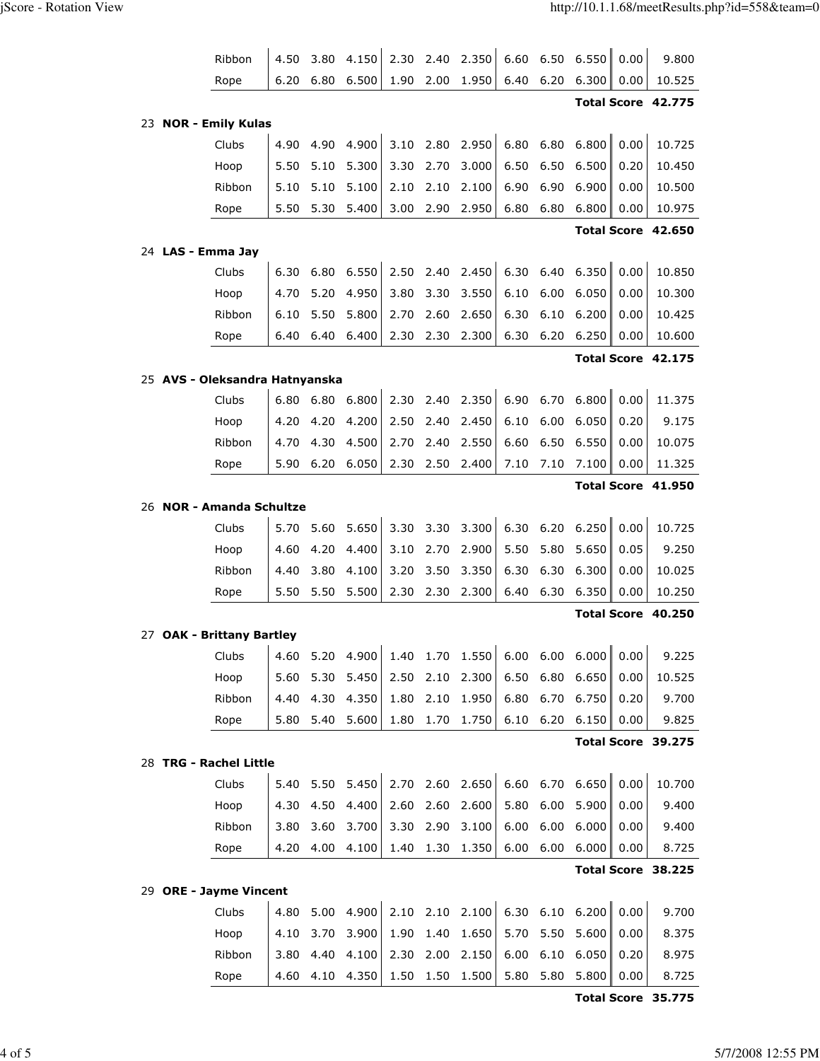| | | | | | | | | | | | |
|---|---|---|---|---|---|---|---|---|---|---|---|
| Ribbon | 4.50 | 3.80 | 4.150 | 2.30 | 2.40 | 2.350 | 6.60 | 6.50 | 6.550 | 0.00 | 9.800 |
| Rope | 6.20 | 6.80 | 6.500 | 1.90 | 2.00 | 1.950 | 6.40 | 6.20 | 6.300 | 0.00 | 10.525 |
| | | | | | | | | | | **Total Score** | **42.775** |

**23 NOR - Emily Kulas**

| | | | | | | | | | | | |
|---|---|---|---|---|---|---|---|---|---|---|---|
| Clubs | 4.90 | 4.90 | 4.900 | 3.10 | 2.80 | 2.950 | 6.80 | 6.80 | 6.800 | 0.00 | 10.725 |
| Hoop | 5.50 | 5.10 | 5.300 | 3.30 | 2.70 | 3.000 | 6.50 | 6.50 | 6.500 | 0.20 | 10.450 |
| Ribbon | 5.10 | 5.10 | 5.100 | 2.10 | 2.10 | 2.100 | 6.90 | 6.90 | 6.900 | 0.00 | 10.500 |
| Rope | 5.50 | 5.30 | 5.400 | 3.00 | 2.90 | 2.950 | 6.80 | 6.80 | 6.800 | 0.00 | 10.975 |
| | | | | | | | | | | **Total Score** | **42.650** |

**24 LAS - Emma Jay**

| | | | | | | | | | | | |
|---|---|---|---|---|---|---|---|---|---|---|---|
| Clubs | 6.30 | 6.80 | 6.550 | 2.50 | 2.40 | 2.450 | 6.30 | 6.40 | 6.350 | 0.00 | 10.850 |
| Hoop | 4.70 | 5.20 | 4.950 | 3.80 | 3.30 | 3.550 | 6.10 | 6.00 | 6.050 | 0.00 | 10.300 |
| Ribbon | 6.10 | 5.50 | 5.800 | 2.70 | 2.60 | 2.650 | 6.30 | 6.10 | 6.200 | 0.00 | 10.425 |
| Rope | 6.40 | 6.40 | 6.400 | 2.30 | 2.30 | 2.300 | 6.30 | 6.20 | 6.250 | 0.00 | 10.600 |
| | | | | | | | | | | **Total Score** | **42.175** |

**25 AVS - Oleksandra Hatnyanska**

| | | | | | | | | | | | |
|---|---|---|---|---|---|---|---|---|---|---|---|
| Clubs | 6.80 | 6.80 | 6.800 | 2.30 | 2.40 | 2.350 | 6.90 | 6.70 | 6.800 | 0.00 | 11.375 |
| Hoop | 4.20 | 4.20 | 4.200 | 2.50 | 2.40 | 2.450 | 6.10 | 6.00 | 6.050 | 0.20 | 9.175 |
| Ribbon | 4.70 | 4.30 | 4.500 | 2.70 | 2.40 | 2.550 | 6.60 | 6.50 | 6.550 | 0.00 | 10.075 |
| Rope | 5.90 | 6.20 | 6.050 | 2.30 | 2.50 | 2.400 | 7.10 | 7.10 | 7.100 | 0.00 | 11.325 |
| | | | | | | | | | | **Total Score** | **41.950** |

**26 NOR - Amanda Schultze**

| | | | | | | | | | | | |
|---|---|---|---|---|---|---|---|---|---|---|---|
| Clubs | 5.70 | 5.60 | 5.650 | 3.30 | 3.30 | 3.300 | 6.30 | 6.20 | 6.250 | 0.00 | 10.725 |
| Hoop | 4.60 | 4.20 | 4.400 | 3.10 | 2.70 | 2.900 | 5.50 | 5.80 | 5.650 | 0.05 | 9.250 |
| Ribbon | 4.40 | 3.80 | 4.100 | 3.20 | 3.50 | 3.350 | 6.30 | 6.30 | 6.300 | 0.00 | 10.025 |
| Rope | 5.50 | 5.50 | 5.500 | 2.30 | 2.30 | 2.300 | 6.40 | 6.30 | 6.350 | 0.00 | 10.250 |
| | | | | | | | | | | **Total Score** | **40.250** |

**27 OAK - Brittany Bartley**

| | | | | | | | | | | | |
|---|---|---|---|---|---|---|---|---|---|---|---|
| Clubs | 4.60 | 5.20 | 4.900 | 1.40 | 1.70 | 1.550 | 6.00 | 6.00 | 6.000 | 0.00 | 9.225 |
| Hoop | 5.60 | 5.30 | 5.450 | 2.50 | 2.10 | 2.300 | 6.50 | 6.80 | 6.650 | 0.00 | 10.525 |
| Ribbon | 4.40 | 4.30 | 4.350 | 1.80 | 2.10 | 1.950 | 6.80 | 6.70 | 6.750 | 0.20 | 9.700 |
| Rope | 5.80 | 5.40 | 5.600 | 1.80 | 1.70 | 1.750 | 6.10 | 6.20 | 6.150 | 0.00 | 9.825 |
| | | | | | | | | | | **Total Score** | **39.275** |

**28 TRG - Rachel Little**

| | | | | | | | | | | | |
|---|---|---|---|---|---|---|---|---|---|---|---|
| Clubs | 5.40 | 5.50 | 5.450 | 2.70 | 2.60 | 2.650 | 6.60 | 6.70 | 6.650 | 0.00 | 10.700 |
| Hoop | 4.30 | 4.50 | 4.400 | 2.60 | 2.60 | 2.600 | 5.80 | 6.00 | 5.900 | 0.00 | 9.400 |
| Ribbon | 3.80 | 3.60 | 3.700 | 3.30 | 2.90 | 3.100 | 6.00 | 6.00 | 6.000 | 0.00 | 9.400 |
| Rope | 4.20 | 4.00 | 4.100 | 1.40 | 1.30 | 1.350 | 6.00 | 6.00 | 6.000 | 0.00 | 8.725 |
| | | | | | | | | | | **Total Score** | **38.225** |

**29 ORE - Jayme Vincent**

| | | | | | | | | | | | |
|---|---|---|---|---|---|---|---|---|---|---|---|
| Clubs | 4.80 | 5.00 | 4.900 | 2.10 | 2.10 | 2.100 | 6.30 | 6.10 | 6.200 | 0.00 | 9.700 |
| Hoop | 4.10 | 3.70 | 3.900 | 1.90 | 1.40 | 1.650 | 5.70 | 5.50 | 5.600 | 0.00 | 8.375 |
| Ribbon | 3.80 | 4.40 | 4.100 | 2.30 | 2.00 | 2.150 | 6.00 | 6.10 | 6.050 | 0.20 | 8.975 |
| Rope | 4.60 | 4.10 | 4.350 | 1.50 | 1.50 | 1.500 | 5.80 | 5.80 | 5.800 | 0.00 | 8.725 |
| | | | | | | | | | | **Total Score** | **35.775** |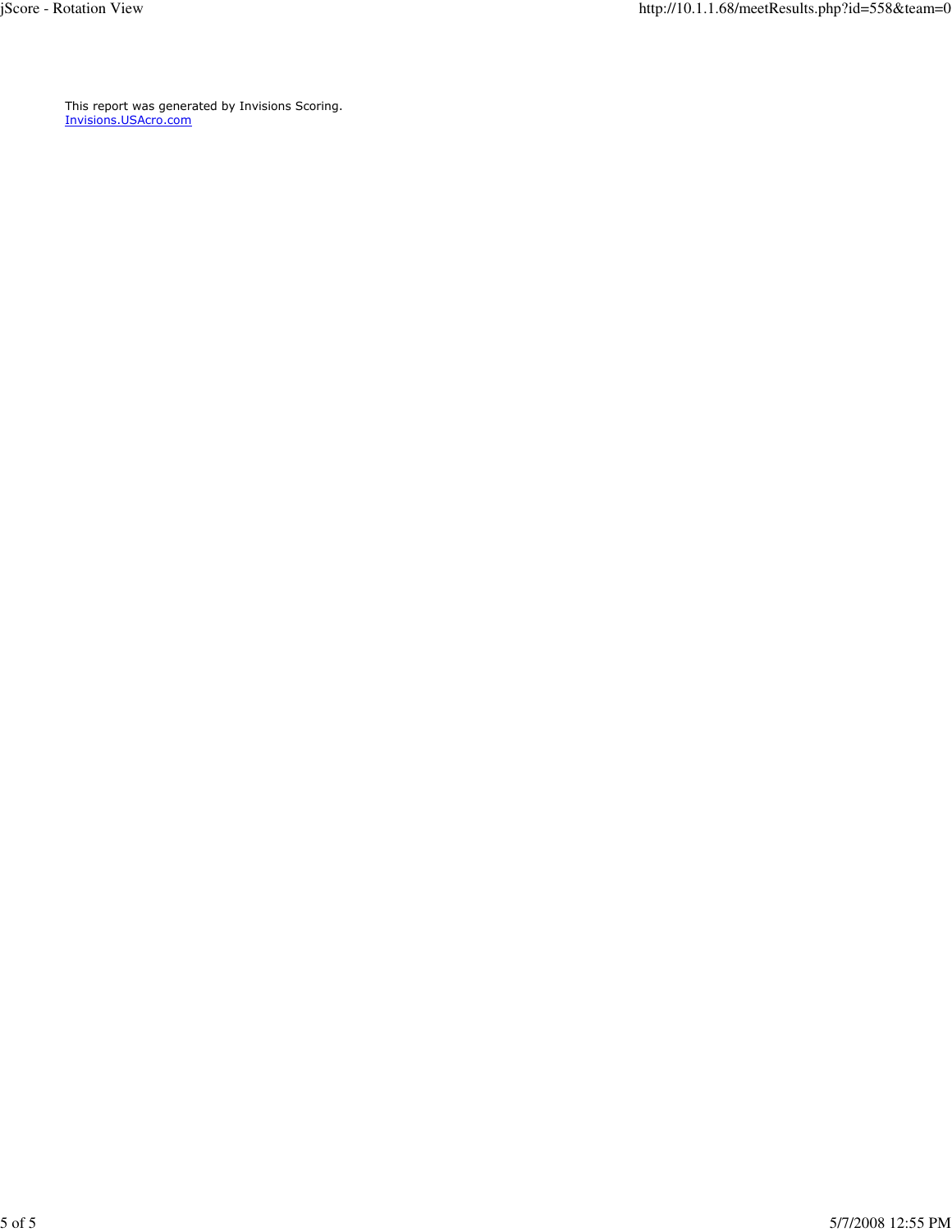This report was generated by Invisions Scoring.
[Invisions.USAcro.com](Invisions.USAcro.com)